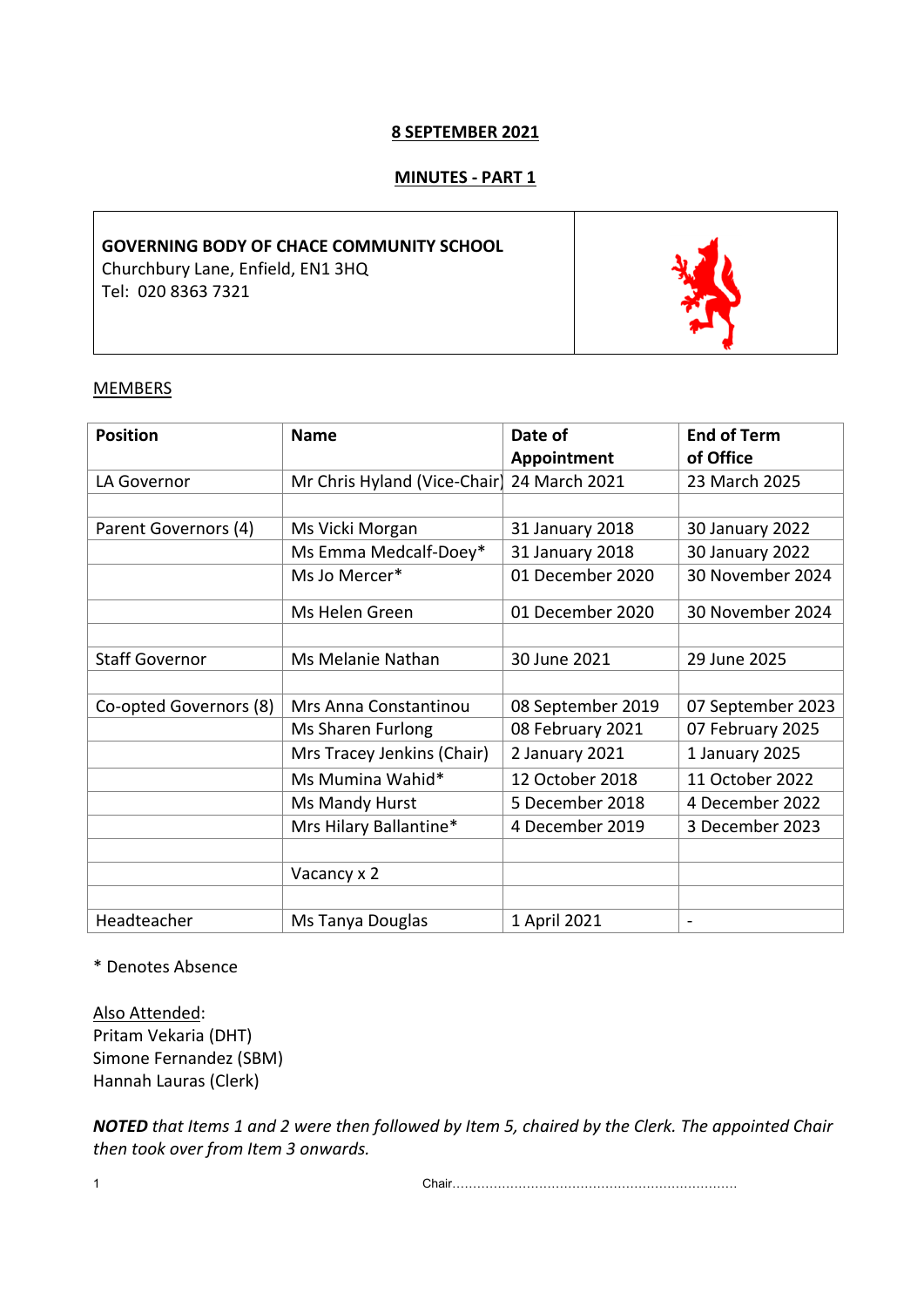**8 SEPTEMBER 2021**

**MINUTES - PART 1**

**GOVERNING BODY OF CHACE COMMUNITY SCHOOL**
Churchbury Lane, Enfield, EN1 3HQ
Tel: 020 8363 7321

MEMBERS

| Position | Name | Date of Appointment | End of Term of Office |
|---|---|---|---|
| LA Governor | Mr Chris Hyland (Vice-Chair) | 24 March 2021 | 23 March 2025 |
| | | | |
| Parent Governors (4) | Ms Vicki Morgan | 31 January 2018 | 30 January 2022 |
| | Ms Emma Medcalf-Doey* | 31 January 2018 | 30 January 2022 |
| | Ms Jo Mercer* | 01 December 2020 | 30 November 2024 |
| | Ms Helen Green | 01 December 2020 | 30 November 2024 |
| | | | |
| Staff Governor | Ms Melanie Nathan | 30 June 2021 | 29 June 2025 |
| | | | |
| Co-opted Governors (8) | Mrs Anna Constantinou | 08 September 2019 | 07 September 2023 |
| | Ms Sharen Furlong | 08 February 2021 | 07 February 2025 |
| | Mrs Tracey Jenkins (Chair) | 2 January 2021 | 1 January 2025 |
| | Ms Mumina Wahid* | 12 October 2018 | 11 October 2022 |
| | Ms Mandy Hurst | 5 December 2018 | 4 December 2022 |
| | Mrs Hilary Ballantine* | 4 December 2019 | 3 December 2023 |
| | | | |
| | Vacancy x 2 | | |
| | | | |
| Headteacher | Ms Tanya Douglas | 1 April 2021 | - |

\* Denotes Absence

Also Attended:
Pritam Vekaria (DHT)
Simone Fernandez (SBM)
Hannah Lauras (Clerk)

***NOTED** that Items 1 and 2 were then followed by Item 5, chaired by the Clerk. The appointed Chair then took over from Item 3 onwards.*

Chair......................................................................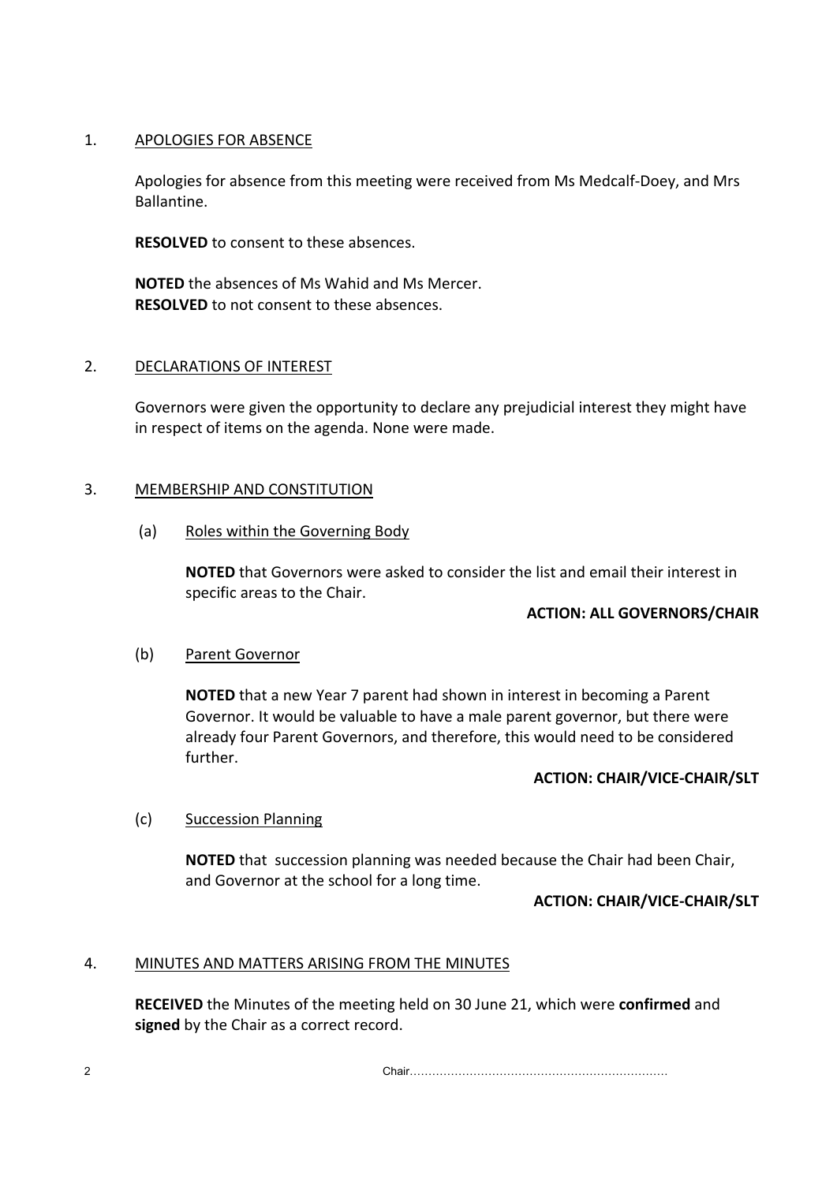1. APOLOGIES FOR ABSENCE

   Apologies for absence from this meeting were received from Ms Medcalf-Doey, and Mrs Ballantine.

   **RESOLVED** to consent to these absences.

   **NOTED** the absences of Ms Wahid and Ms Mercer.
   **RESOLVED** to not consent to these absences.

2. DECLARATIONS OF INTEREST

   Governors were given the opportunity to declare any prejudicial interest they might have in respect of items on the agenda. None were made.

3. MEMBERSHIP AND CONSTITUTION

   (a) Roles within the Governing Body

   **NOTED** that Governors were asked to consider the list and email their interest in specific areas to the Chair.

   **ACTION: ALL GOVERNORS/CHAIR**

   (b) Parent Governor

   **NOTED** that a new Year 7 parent had shown in interest in becoming a Parent Governor. It would be valuable to have a male parent governor, but there were already four Parent Governors, and therefore, this would need to be considered further.

   **ACTION: CHAIR/VICE-CHAIR/SLT**

   (c) Succession Planning

   **NOTED** that succession planning was needed because the Chair had been Chair, and Governor at the school for a long time.

   **ACTION: CHAIR/VICE-CHAIR/SLT**

4. MINUTES AND MATTERS ARISING FROM THE MINUTES

   **RECEIVED** the Minutes of the meeting held on 30 June 21, which were **confirmed** and **signed** by the Chair as a correct record.

Chair……………………………………………………………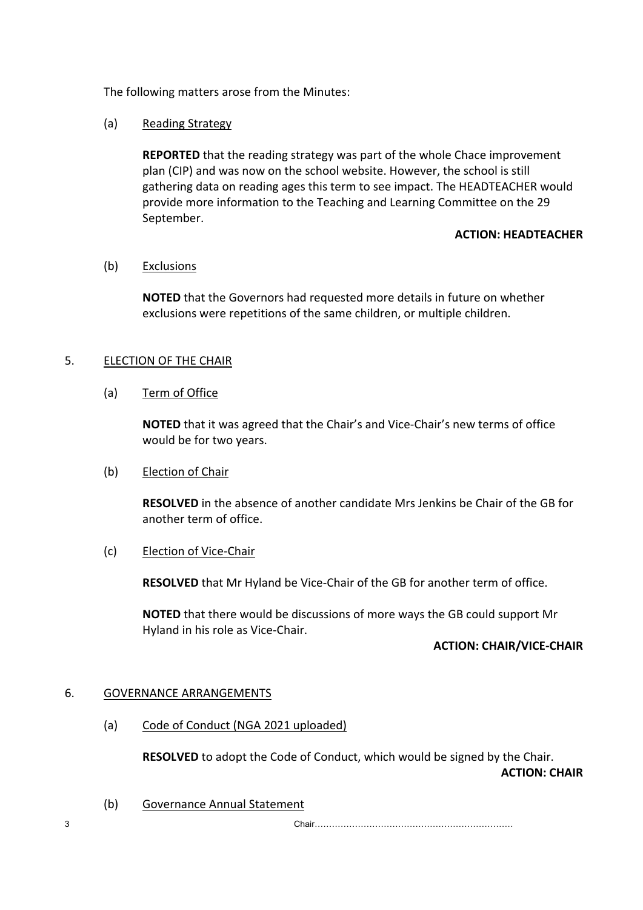The following matters arose from the Minutes:

(a) Reading Strategy

**REPORTED** that the reading strategy was part of the whole Chace improvement plan (CIP) and was now on the school website. However, the school is still gathering data on reading ages this term to see impact. The HEADTEACHER would provide more information to the Teaching and Learning Committee on the 29 September.

**ACTION: HEADTEACHER**

(b) Exclusions

**NOTED** that the Governors had requested more details in future on whether exclusions were repetitions of the same children, or multiple children.

## 5. ELECTION OF THE CHAIR

(a) Term of Office

**NOTED** that it was agreed that the Chair's and Vice-Chair's new terms of office would be for two years.

(b) Election of Chair

**RESOLVED** in the absence of another candidate Mrs Jenkins be Chair of the GB for another term of office.

(c) Election of Vice-Chair

**RESOLVED** that Mr Hyland be Vice-Chair of the GB for another term of office.

**NOTED** that there would be discussions of more ways the GB could support Mr Hyland in his role as Vice-Chair.

**ACTION: CHAIR/VICE-CHAIR**

## 6. GOVERNANCE ARRANGEMENTS

(a) Code of Conduct (NGA 2021 uploaded)

**RESOLVED** to adopt the Code of Conduct, which would be signed by the Chair.

**ACTION: CHAIR**

(b) Governance Annual Statement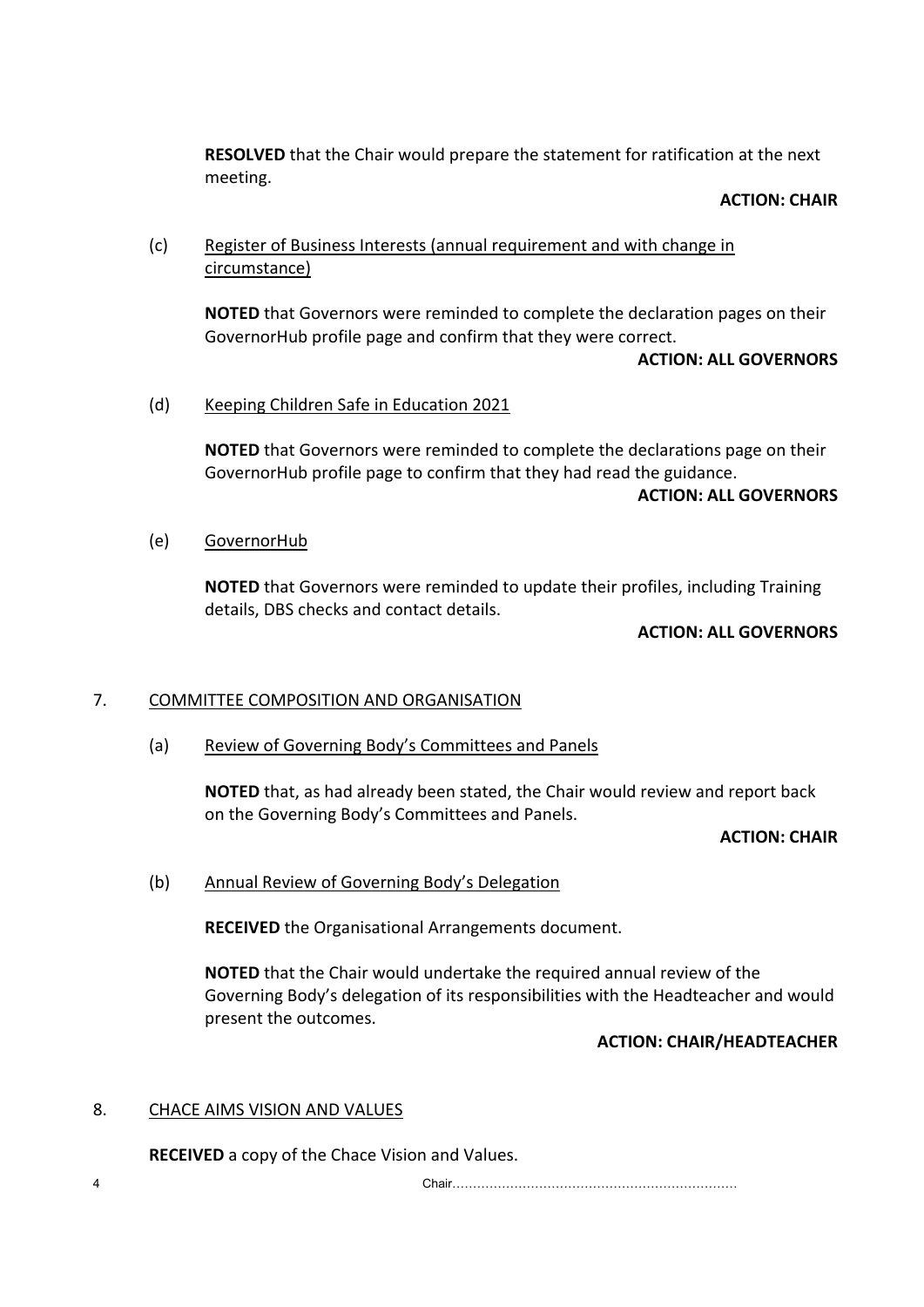**RESOLVED** that the Chair would prepare the statement for ratification at the next meeting.

**ACTION: CHAIR**

(c) Register of Business Interests (annual requirement and with change in circumstance)

**NOTED** that Governors were reminded to complete the declaration pages on their GovernorHub profile page and confirm that they were correct.

**ACTION: ALL GOVERNORS**

(d) Keeping Children Safe in Education 2021

**NOTED** that Governors were reminded to complete the declarations page on their GovernorHub profile page to confirm that they had read the guidance.

**ACTION: ALL GOVERNORS**

(e) GovernorHub

**NOTED** that Governors were reminded to update their profiles, including Training details, DBS checks and contact details.

**ACTION: ALL GOVERNORS**

## 7. COMMITTEE COMPOSITION AND ORGANISATION

(a) Review of Governing Body's Committees and Panels

**NOTED** that, as had already been stated, the Chair would review and report back on the Governing Body's Committees and Panels.

**ACTION: CHAIR**

(b) Annual Review of Governing Body's Delegation

**RECEIVED** the Organisational Arrangements document.

**NOTED** that the Chair would undertake the required annual review of the Governing Body's delegation of its responsibilities with the Headteacher and would present the outcomes.

**ACTION: CHAIR/HEADTEACHER**

## 8. CHACE AIMS VISION AND VALUES

**RECEIVED** a copy of the Chace Vision and Values.

Chair……………………………………………………………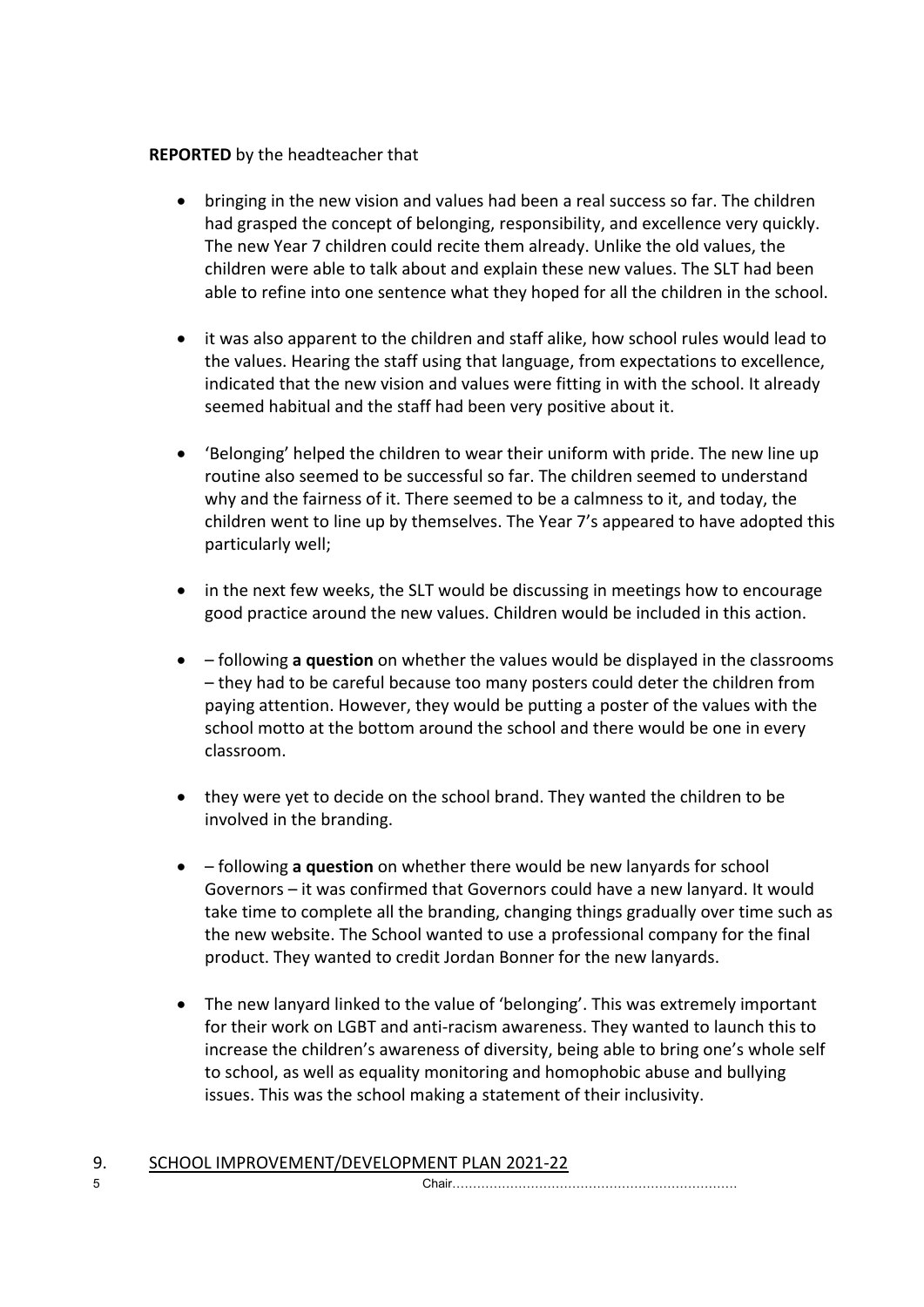**REPORTED** by the headteacher that

- bringing in the new vision and values had been a real success so far. The children had grasped the concept of belonging, responsibility, and excellence very quickly. The new Year 7 children could recite them already. Unlike the old values, the children were able to talk about and explain these new values. The SLT had been able to refine into one sentence what they hoped for all the children in the school.

- it was also apparent to the children and staff alike, how school rules would lead to the values. Hearing the staff using that language, from expectations to excellence, indicated that the new vision and values were fitting in with the school. It already seemed habitual and the staff had been very positive about it.

- 'Belonging' helped the children to wear their uniform with pride. The new line up routine also seemed to be successful so far. The children seemed to understand why and the fairness of it. There seemed to be a calmness to it, and today, the children went to line up by themselves. The Year 7's appeared to have adopted this particularly well;

- in the next few weeks, the SLT would be discussing in meetings how to encourage good practice around the new values. Children would be included in this action.

- – following **a question** on whether the values would be displayed in the classrooms – they had to be careful because too many posters could deter the children from paying attention. However, they would be putting a poster of the values with the school motto at the bottom around the school and there would be one in every classroom.

- they were yet to decide on the school brand. They wanted the children to be involved in the branding.

- – following **a question** on whether there would be new lanyards for school Governors – it was confirmed that Governors could have a new lanyard. It would take time to complete all the branding, changing things gradually over time such as the new website. The School wanted to use a professional company for the final product. They wanted to credit Jordan Bonner for the new lanyards.

- The new lanyard linked to the value of 'belonging'. This was extremely important for their work on LGBT and anti-racism awareness. They wanted to launch this to increase the children's awareness of diversity, being able to bring one's whole self to school, as well as equality monitoring and homophobic abuse and bullying issues. This was the school making a statement of their inclusivity.

9. SCHOOL IMPROVEMENT/DEVELOPMENT PLAN 2021-22

Chair.....................................................................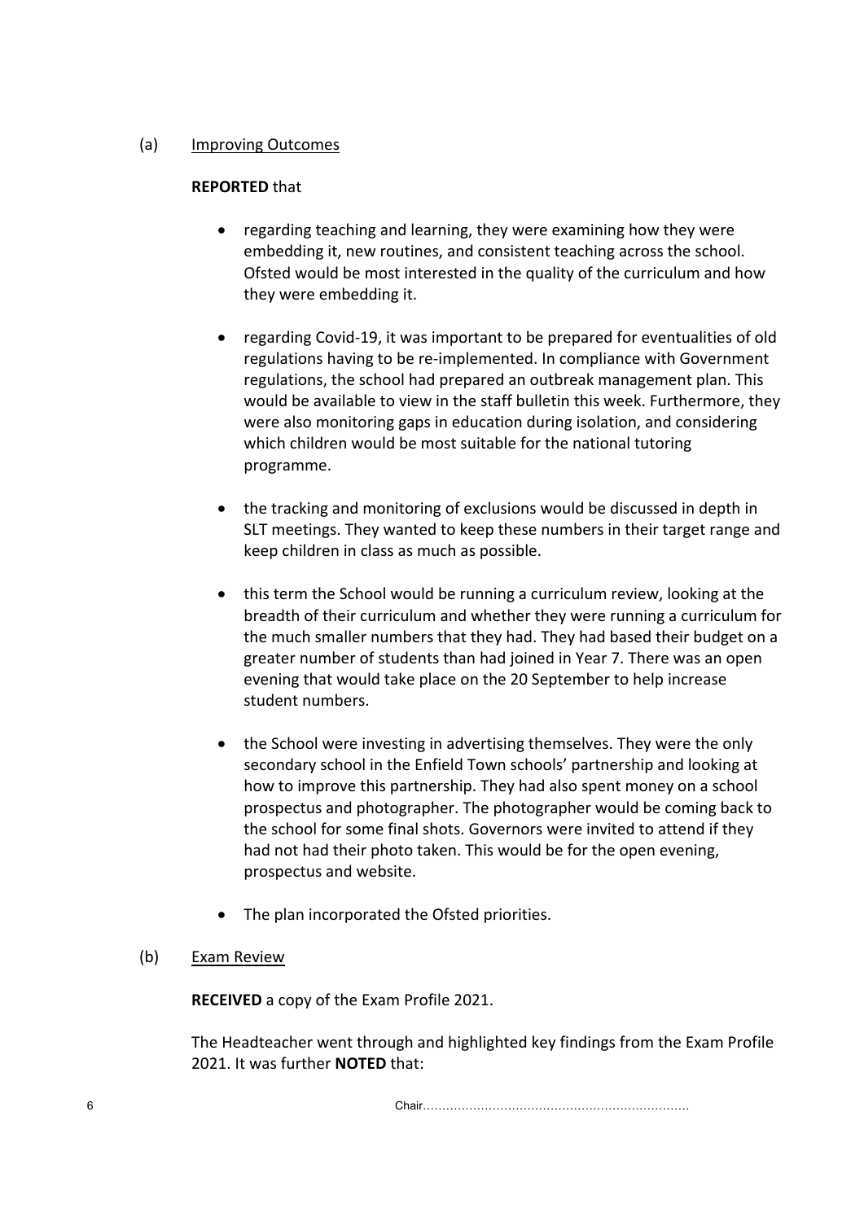(a) Improving Outcomes

**REPORTED** that

- regarding teaching and learning, they were examining how they were embedding it, new routines, and consistent teaching across the school. Ofsted would be most interested in the quality of the curriculum and how they were embedding it.

- regarding Covid-19, it was important to be prepared for eventualities of old regulations having to be re-implemented. In compliance with Government regulations, the school had prepared an outbreak management plan. This would be available to view in the staff bulletin this week. Furthermore, they were also monitoring gaps in education during isolation, and considering which children would be most suitable for the national tutoring programme.

- the tracking and monitoring of exclusions would be discussed in depth in SLT meetings. They wanted to keep these numbers in their target range and keep children in class as much as possible.

- this term the School would be running a curriculum review, looking at the breadth of their curriculum and whether they were running a curriculum for the much smaller numbers that they had. They had based their budget on a greater number of students than had joined in Year 7. There was an open evening that would take place on the 20 September to help increase student numbers.

- the School were investing in advertising themselves. They were the only secondary school in the Enfield Town schools' partnership and looking at how to improve this partnership. They had also spent money on a school prospectus and photographer. The photographer would be coming back to the school for some final shots. Governors were invited to attend if they had not had their photo taken. This would be for the open evening, prospectus and website.

- The plan incorporated the Ofsted priorities.

(b) Exam Review

**RECEIVED** a copy of the Exam Profile 2021.

The Headteacher went through and highlighted key findings from the Exam Profile 2021. It was further **NOTED** that:

Chair……………………………………………………………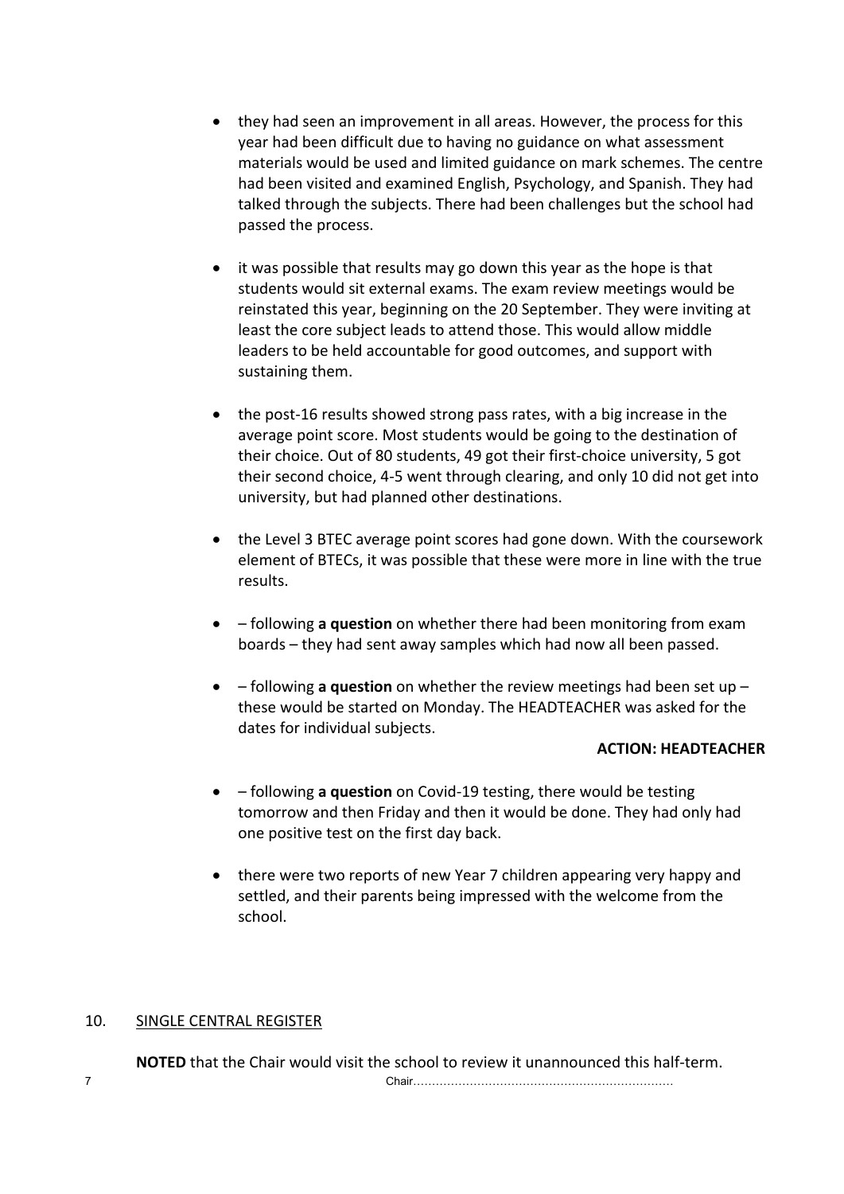- they had seen an improvement in all areas. However, the process for this year had been difficult due to having no guidance on what assessment materials would be used and limited guidance on mark schemes. The centre had been visited and examined English, Psychology, and Spanish. They had talked through the subjects. There had been challenges but the school had passed the process.

- it was possible that results may go down this year as the hope is that students would sit external exams. The exam review meetings would be reinstated this year, beginning on the 20 September. They were inviting at least the core subject leads to attend those. This would allow middle leaders to be held accountable for good outcomes, and support with sustaining them.

- the post-16 results showed strong pass rates, with a big increase in the average point score. Most students would be going to the destination of their choice. Out of 80 students, 49 got their first-choice university, 5 got their second choice, 4-5 went through clearing, and only 10 did not get into university, but had planned other destinations.

- the Level 3 BTEC average point scores had gone down. With the coursework element of BTECs, it was possible that these were more in line with the true results.

- – following **a question** on whether there had been monitoring from exam boards – they had sent away samples which had now all been passed.

- – following **a question** on whether the review meetings had been set up – these would be started on Monday. The HEADTEACHER was asked for the dates for individual subjects.

  **ACTION: HEADTEACHER**

- – following **a question** on Covid-19 testing, there would be testing tomorrow and then Friday and then it would be done. They had only had one positive test on the first day back.

- there were two reports of new Year 7 children appearing very happy and settled, and their parents being impressed with the welcome from the school.

10. SINGLE CENTRAL REGISTER

**NOTED** that the Chair would visit the school to review it unannounced this half-term.

Chair.....................................................................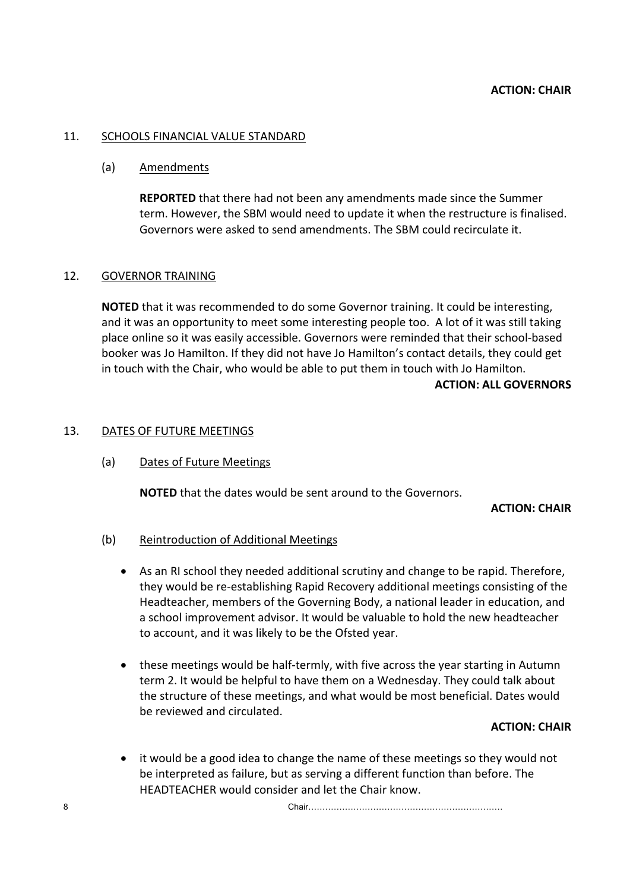**ACTION: CHAIR**

## 11. SCHOOLS FINANCIAL VALUE STANDARD

### (a) Amendments

**REPORTED** that there had not been any amendments made since the Summer term. However, the SBM would need to update it when the restructure is finalised. Governors were asked to send amendments. The SBM could recirculate it.

## 12. GOVERNOR TRAINING

**NOTED** that it was recommended to do some Governor training. It could be interesting, and it was an opportunity to meet some interesting people too. A lot of it was still taking place online so it was easily accessible. Governors were reminded that their school-based booker was Jo Hamilton. If they did not have Jo Hamilton's contact details, they could get in touch with the Chair, who would be able to put them in touch with Jo Hamilton.

**ACTION: ALL GOVERNORS**

## 13. DATES OF FUTURE MEETINGS

### (a) Dates of Future Meetings

**NOTED** that the dates would be sent around to the Governors.

**ACTION: CHAIR**

### (b) Reintroduction of Additional Meetings

- As an RI school they needed additional scrutiny and change to be rapid. Therefore, they would be re-establishing Rapid Recovery additional meetings consisting of the Headteacher, members of the Governing Body, a national leader in education, and a school improvement advisor. It would be valuable to hold the new headteacher to account, and it was likely to be the Ofsted year.

- these meetings would be half-termly, with five across the year starting in Autumn term 2. It would be helpful to have them on a Wednesday. They could talk about the structure of these meetings, and what would be most beneficial. Dates would be reviewed and circulated.

**ACTION: CHAIR**

- it would be a good idea to change the name of these meetings so they would not be interpreted as failure, but as serving a different function than before. The HEADTEACHER would consider and let the Chair know.

Chair.....................................................................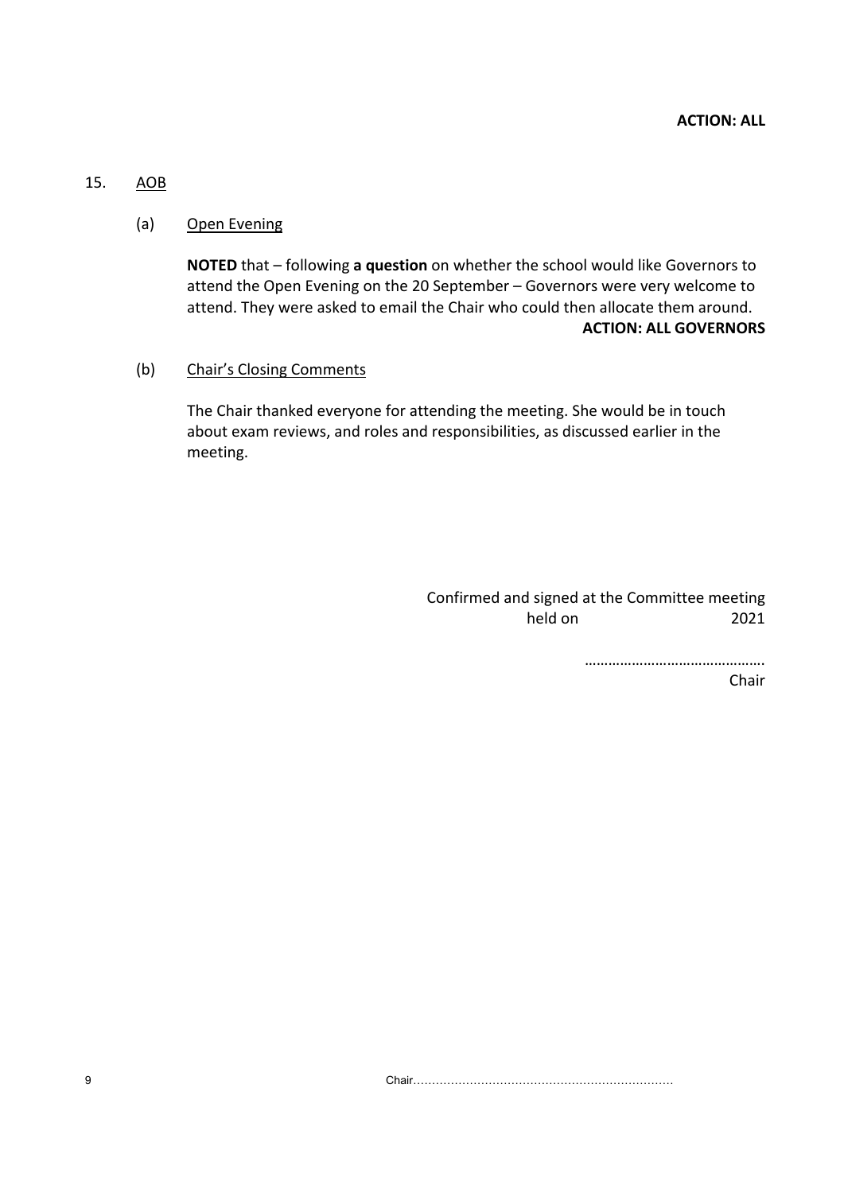**ACTION: ALL**

15. AOB

(a) Open Evening

**NOTED** that – following **a question** on whether the school would like Governors to attend the Open Evening on the 20 September – Governors were very welcome to attend. They were asked to email the Chair who could then allocate them around.

**ACTION: ALL GOVERNORS**

(b) Chair's Closing Comments

The Chair thanked everyone for attending the meeting. She would be in touch about exam reviews, and roles and responsibilities, as discussed earlier in the meeting.

Confirmed and signed at the Committee meeting held on 2021

……………………………………….
Chair

Chair……………………………………………………………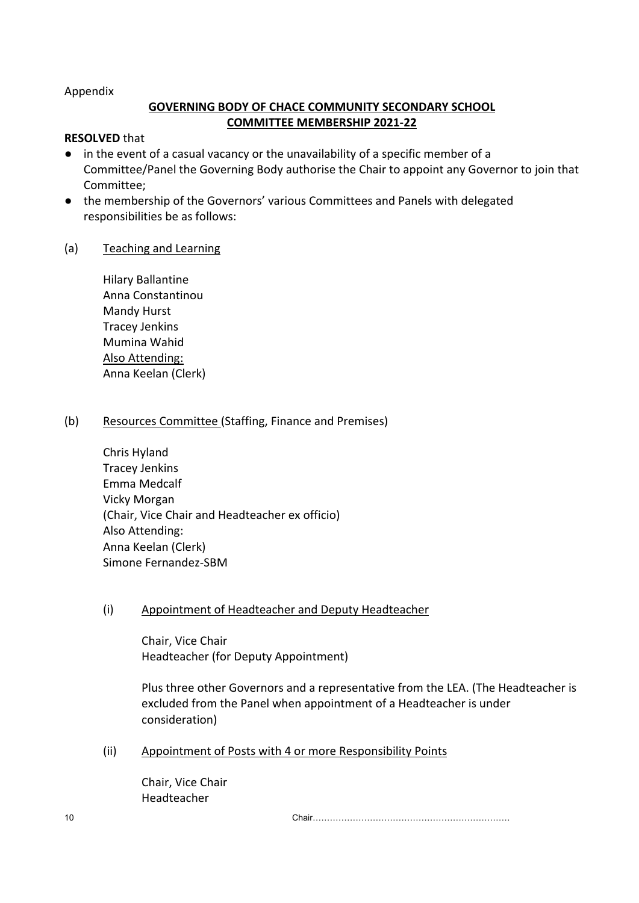Appendix

**GOVERNING BODY OF CHACE COMMUNITY SECONDARY SCHOOL**
**COMMITTEE MEMBERSHIP 2021-22**

**RESOLVED** that

- in the event of a casual vacancy or the unavailability of a specific member of a Committee/Panel the Governing Body authorise the Chair to appoint any Governor to join that Committee;
- the membership of the Governors' various Committees and Panels with delegated responsibilities be as follows:

(a) Teaching and Learning

Hilary Ballantine
Anna Constantinou
Mandy Hurst
Tracey Jenkins
Mumina Wahid
Also Attending:
Anna Keelan (Clerk)

(b) Resources Committee (Staffing, Finance and Premises)

Chris Hyland
Tracey Jenkins
Emma Medcalf
Vicky Morgan
(Chair, Vice Chair and Headteacher ex officio)
Also Attending:
Anna Keelan (Clerk)
Simone Fernandez-SBM

(i) Appointment of Headteacher and Deputy Headteacher

Chair, Vice Chair
Headteacher (for Deputy Appointment)

Plus three other Governors and a representative from the LEA. (The Headteacher is excluded from the Panel when appointment of a Headteacher is under consideration)

(ii) Appointment of Posts with 4 or more Responsibility Points

Chair, Vice Chair
Headteacher

Chair.....................................................................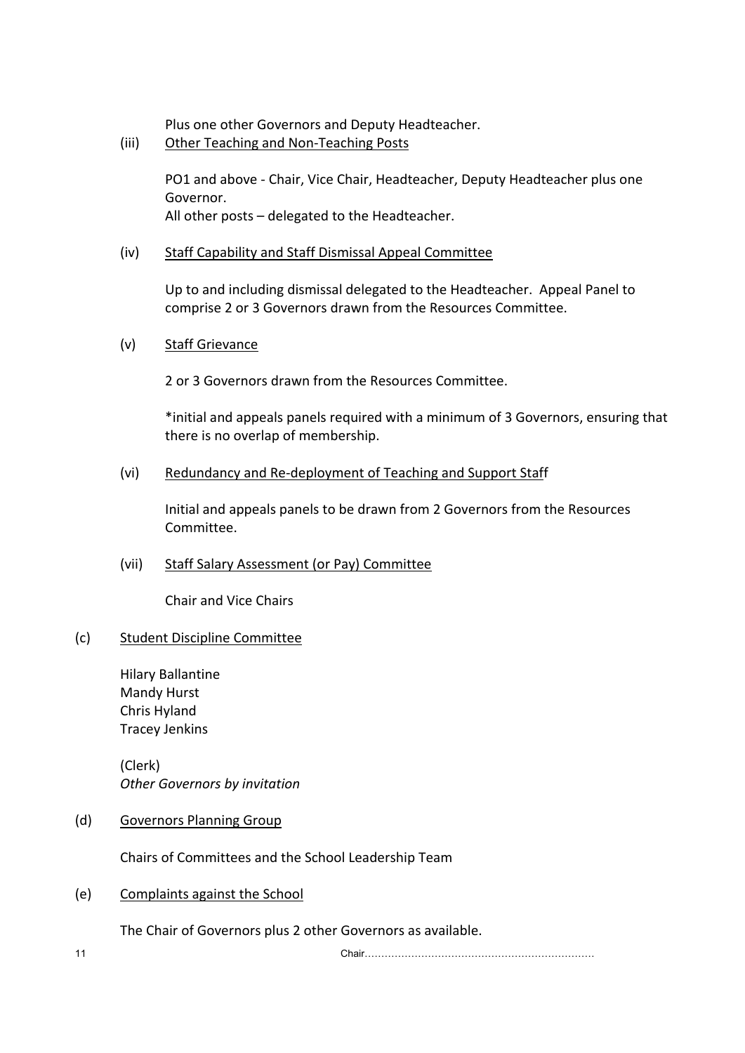Plus one other Governors and Deputy Headteacher.

(iii) Other Teaching and Non-Teaching Posts

PO1 and above - Chair, Vice Chair, Headteacher, Deputy Headteacher plus one Governor.
All other posts – delegated to the Headteacher.

(iv) Staff Capability and Staff Dismissal Appeal Committee

Up to and including dismissal delegated to the Headteacher. Appeal Panel to comprise 2 or 3 Governors drawn from the Resources Committee.

(v) Staff Grievance

2 or 3 Governors drawn from the Resources Committee.

*initial and appeals panels required with a minimum of 3 Governors, ensuring that there is no overlap of membership.

(vi) Redundancy and Re-deployment of Teaching and Support Staff

Initial and appeals panels to be drawn from 2 Governors from the Resources Committee.

(vii) Staff Salary Assessment (or Pay) Committee

Chair and Vice Chairs

(c) Student Discipline Committee

Hilary Ballantine
Mandy Hurst
Chris Hyland
Tracey Jenkins

(Clerk)
*Other Governors by invitation*

(d) Governors Planning Group

Chairs of Committees and the School Leadership Team

(e) Complaints against the School

The Chair of Governors plus 2 other Governors as available.

Chair.....................................................................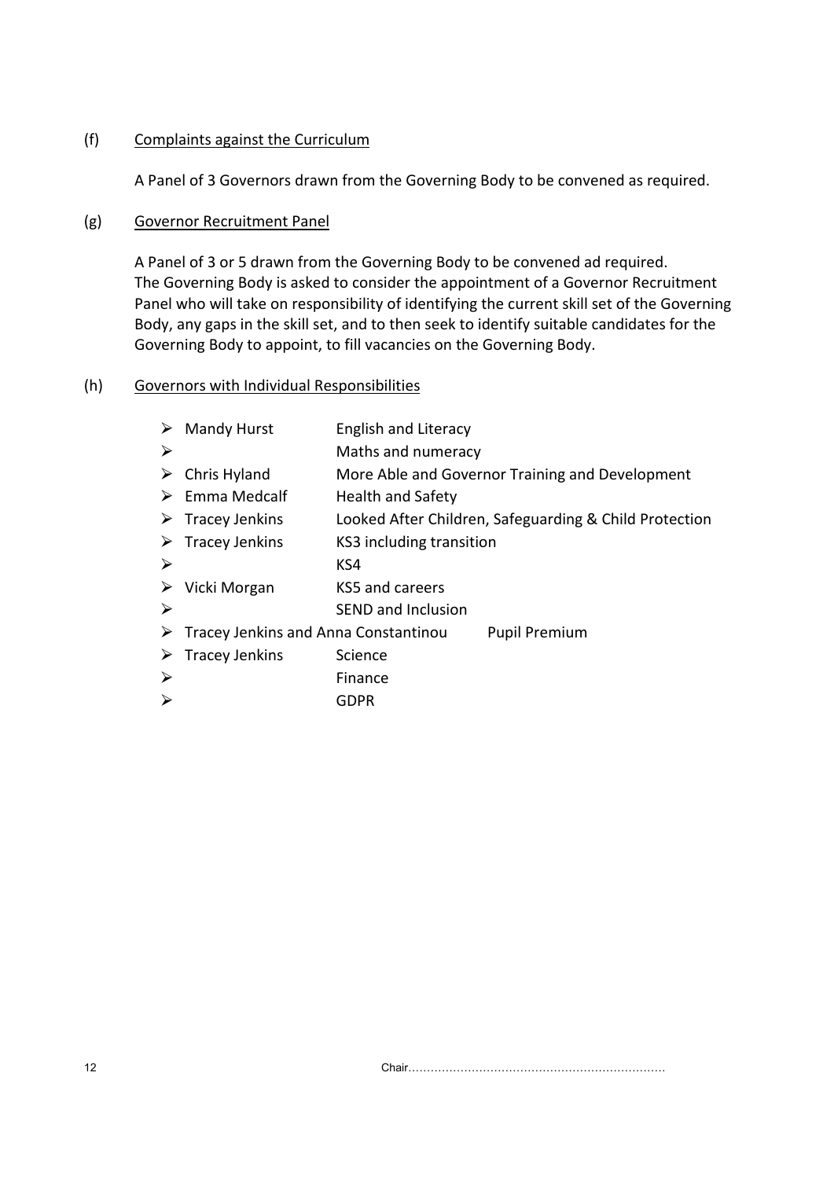(f) Complaints against the Curriculum

A Panel of 3 Governors drawn from the Governing Body to be convened as required.

(g) Governor Recruitment Panel

A Panel of 3 or 5 drawn from the Governing Body to be convened ad required.
The Governing Body is asked to consider the appointment of a Governor Recruitment Panel who will take on responsibility of identifying the current skill set of the Governing Body, any gaps in the skill set, and to then seek to identify suitable candidates for the Governing Body to appoint, to fill vacancies on the Governing Body.

(h) Governors with Individual Responsibilities

| | |
|---|---|
| Mandy Hurst | English and Literacy |
| | Maths and numeracy |
| Chris Hyland | More Able and Governor Training and Development |
| Emma Medcalf | Health and Safety |
| Tracey Jenkins | Looked After Children, Safeguarding & Child Protection |
| Tracey Jenkins | KS3 including transition |
| | KS4 |
| Vicki Morgan | KS5 and careers |
| | SEND and Inclusion |
| Tracey Jenkins and Anna Constantinou | Pupil Premium |
| Tracey Jenkins | Science |
| | Finance |
| | GDPR |

Chair…………………………………………………………..